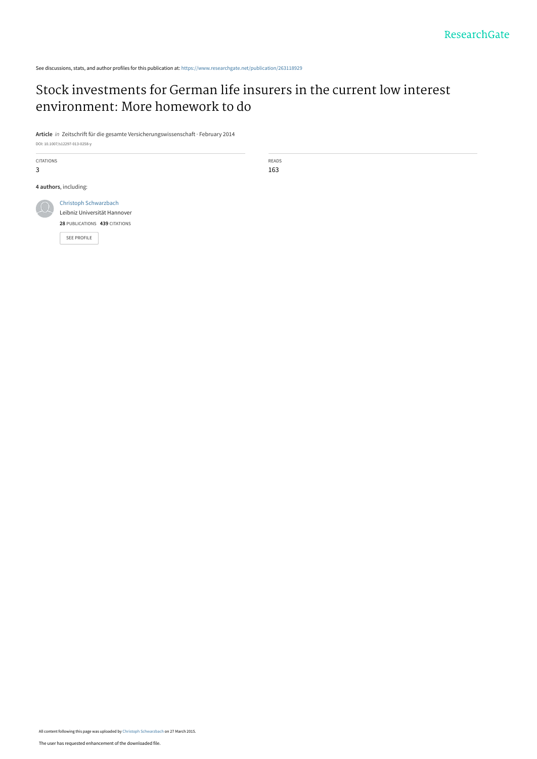See discussions, stats, and author profiles for this publication at: https://www.researchgate.net/publication/263118929

# Stock investments for German life insurers in the current low interest environment: More homework to do

**Article** *in* Zeitschrift für die gesamte Versicherungswissenschaft · February 2014

DOI: 10.1007/s12297-013-0258-y

CITATIONS
3

READS
163

**4 authors**, including:

Christoph Schwarzbach
Leibniz Universität Hannover
**28** PUBLICATIONS **439** CITATIONS

SEE PROFILE

All content following this page was uploaded by Christoph Schwarzbach on 27 March 2015.

The user has requested enhancement of the downloaded file.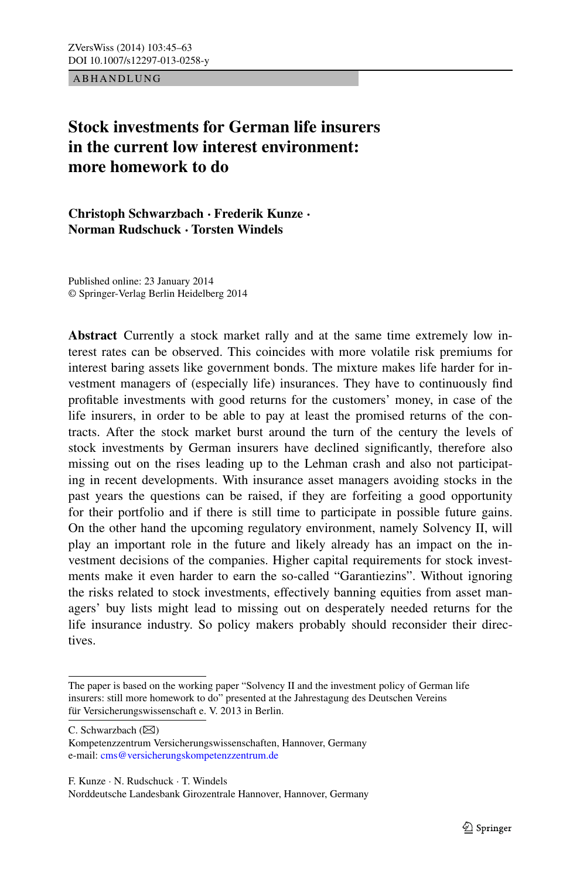ABHANDLUNG

# Stock investments for German life insurers in the current low interest environment: more homework to do

**Christoph Schwarzbach · Frederik Kunze · Norman Rudschuck · Torsten Windels**

Published online: 23 January 2014
© Springer-Verlag Berlin Heidelberg 2014

**Abstract** Currently a stock market rally and at the same time extremely low interest rates can be observed. This coincides with more volatile risk premiums for interest baring assets like government bonds. The mixture makes life harder for investment managers of (especially life) insurances. They have to continuously find profitable investments with good returns for the customers' money, in case of the life insurers, in order to be able to pay at least the promised returns of the contracts. After the stock market burst around the turn of the century the levels of stock investments by German insurers have declined significantly, therefore also missing out on the rises leading up to the Lehman crash and also not participating in recent developments. With insurance asset managers avoiding stocks in the past years the questions can be raised, if they are forfeiting a good opportunity for their portfolio and if there is still time to participate in possible future gains. On the other hand the upcoming regulatory environment, namely Solvency II, will play an important role in the future and likely already has an impact on the investment decisions of the companies. Higher capital requirements for stock investments make it even harder to earn the so-called "Garantiezins". Without ignoring the risks related to stock investments, effectively banning equities from asset managers' buy lists might lead to missing out on desperately needed returns for the life insurance industry. So policy makers probably should reconsider their directives.

---

The paper is based on the working paper "Solvency II and the investment policy of German life insurers: still more homework to do" presented at the Jahrestagung des Deutschen Vereins für Versicherungswissenschaft e. V. 2013 in Berlin.

C. Schwarzbach (✉)
Kompetenzzentrum Versicherungswissenschaften, Hannover, Germany
e-mail: cms@versicherungskompetenzzentrum.de

F. Kunze · N. Rudschuck · T. Windels
Norddeutsche Landesbank Girozentrale Hannover, Hannover, Germany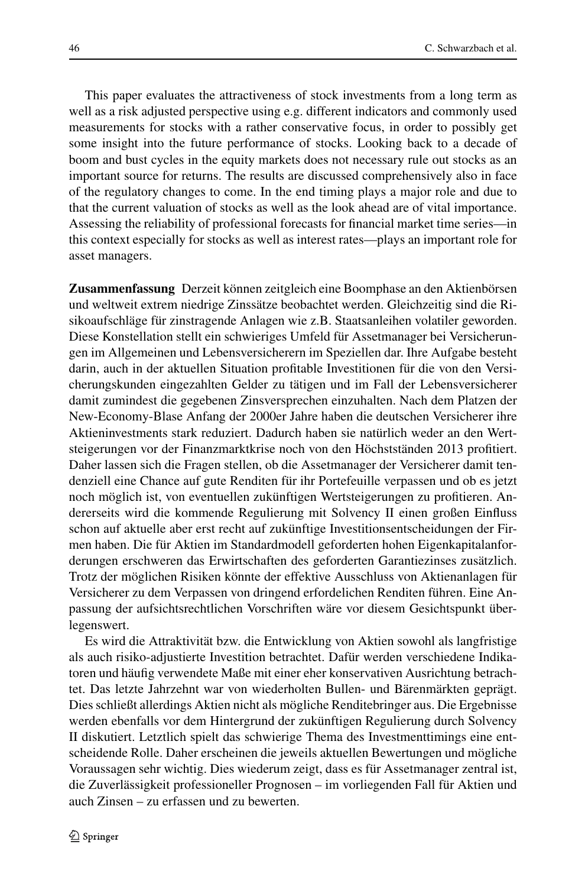This paper evaluates the attractiveness of stock investments from a long term as well as a risk adjusted perspective using e.g. different indicators and commonly used measurements for stocks with a rather conservative focus, in order to possibly get some insight into the future performance of stocks. Looking back to a decade of boom and bust cycles in the equity markets does not necessary rule out stocks as an important source for returns. The results are discussed comprehensively also in face of the regulatory changes to come. In the end timing plays a major role and due to that the current valuation of stocks as well as the look ahead are of vital importance. Assessing the reliability of professional forecasts for financial market time series—in this context especially for stocks as well as interest rates—plays an important role for asset managers.

**Zusammenfassung** Derzeit können zeitgleich eine Boomphase an den Aktienbörsen und weltweit extrem niedrige Zinssätze beobachtet werden. Gleichzeitig sind die Risikoaufschläge für zinstragende Anlagen wie z.B. Staatsanleihen volatiler geworden. Diese Konstellation stellt ein schwieriges Umfeld für Assetmanager bei Versicherungen im Allgemeinen und Lebensversicherern im Speziellen dar. Ihre Aufgabe besteht darin, auch in der aktuellen Situation profitable Investitionen für die von den Versicherungskunden eingezahlten Gelder zu tätigen und im Fall der Lebensversicherer damit zumindest die gegebenen Zinsversprechen einzuhalten. Nach dem Platzen der New-Economy-Blase Anfang der 2000er Jahre haben die deutschen Versicherer ihre Aktieninvestments stark reduziert. Dadurch haben sie natürlich weder an den Wertsteigerungen vor der Finanzmarktkrise noch von den Höchstständen 2013 profitiert. Daher lassen sich die Fragen stellen, ob die Assetmanager der Versicherer damit tendenziell eine Chance auf gute Renditen für ihr Portefeuille verpassen und ob es jetzt noch möglich ist, von eventuellen zukünftigen Wertsteigerungen zu profitieren. Andererseits wird die kommende Regulierung mit Solvency II einen großen Einfluss schon auf aktuelle aber erst recht auf zukünftige Investitionsentscheidungen der Firmen haben. Die für Aktien im Standardmodell geforderten hohen Eigenkapitalanforderungen erschweren das Erwirtschaften des geforderten Garantiezinses zusätzlich. Trotz der möglichen Risiken könnte der effektive Ausschluss von Aktienanlagen für Versicherer zu dem Verpassen von dringend erfordelichen Renditen führen. Eine Anpassung der aufsichtsrechtlichen Vorschriften wäre vor diesem Gesichtspunkt überlegenswert.

Es wird die Attraktivität bzw. die Entwicklung von Aktien sowohl als langfristige als auch risiko-adjustierte Investition betrachtet. Dafür werden verschiedene Indikatoren und häufig verwendete Maße mit einer eher konservativen Ausrichtung betrachtet. Das letzte Jahrzehnt war von wiederholten Bullen- und Bärenmärkten geprägt. Dies schließt allerdings Aktien nicht als mögliche Renditebringer aus. Die Ergebnisse werden ebenfalls vor dem Hintergrund der zukünftigen Regulierung durch Solvency II diskutiert. Letztlich spielt das schwierige Thema des Investmenttimings eine entscheidende Rolle. Daher erscheinen die jeweils aktuellen Bewertungen und mögliche Voraussagen sehr wichtig. Dies wiederum zeigt, dass es für Assetmanager zentral ist, die Zuverlässigkeit professioneller Prognosen – im vorliegenden Fall für Aktien und auch Zinsen – zu erfassen und zu bewerten.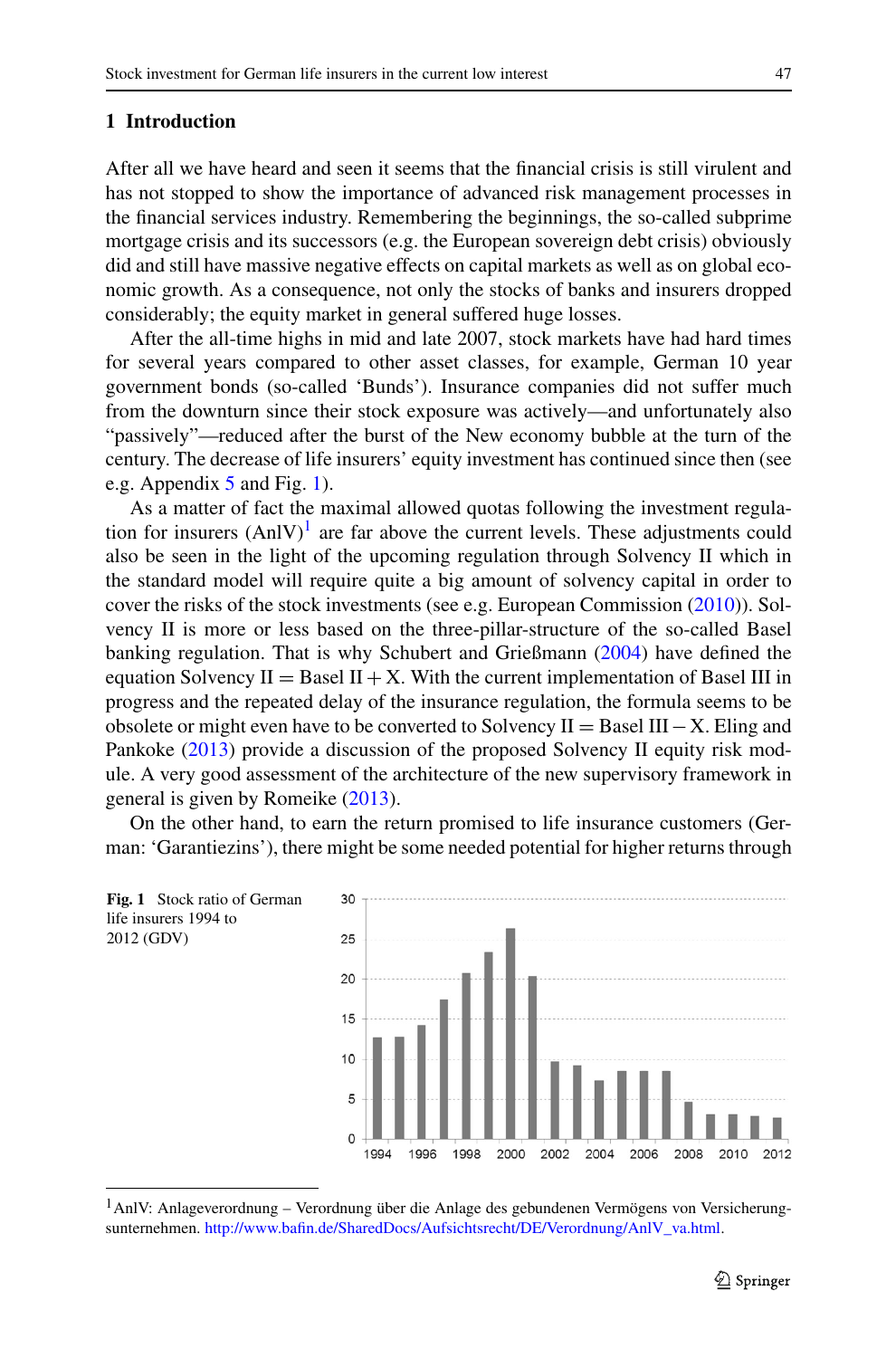## 1 Introduction

After all we have heard and seen it seems that the financial crisis is still virulent and has not stopped to show the importance of advanced risk management processes in the financial services industry. Remembering the beginnings, the so-called subprime mortgage crisis and its successors (e.g. the European sovereign debt crisis) obviously did and still have massive negative effects on capital markets as well as on global economic growth. As a consequence, not only the stocks of banks and insurers dropped considerably; the equity market in general suffered huge losses.

After the all-time highs in mid and late 2007, stock markets have had hard times for several years compared to other asset classes, for example, German 10 year government bonds (so-called 'Bunds'). Insurance companies did not suffer much from the downturn since their stock exposure was actively—and unfortunately also "passively"—reduced after the burst of the New economy bubble at the turn of the century. The decrease of life insurers' equity investment has continued since then (see e.g. Appendix 5 and Fig. 1).

As a matter of fact the maximal allowed quotas following the investment regulation for insurers (AnlV)[1] are far above the current levels. These adjustments could also be seen in the light of the upcoming regulation through Solvency II which in the standard model will require quite a big amount of solvency capital in order to cover the risks of the stock investments (see e.g. European Commission (2010)). Solvency II is more or less based on the three-pillar-structure of the so-called Basel banking regulation. That is why Schubert and Grießmann (2004) have defined the equation Solvency II = Basel II + X. With the current implementation of Basel III in progress and the repeated delay of the insurance regulation, the formula seems to be obsolete or might even have to be converted to Solvency II = Basel III − X. Eling and Pankoke (2013) provide a discussion of the proposed Solvency II equity risk module. A very good assessment of the architecture of the new supervisory framework in general is given by Romeike (2013).

On the other hand, to earn the return promised to life insurance customers (German: 'Garantiezins'), there might be some needed potential for higher returns through

**Fig. 1** Stock ratio of German life insurers 1994 to 2012 (GDV)

[1] AnlV: Anlageverordnung – Verordnung über die Anlage des gebundenen Vermögens von Versicherungsunternehmen. http://www.bafin.de/SharedDocs/Aufsichtsrecht/DE/Verordnung/AnlV_va.html.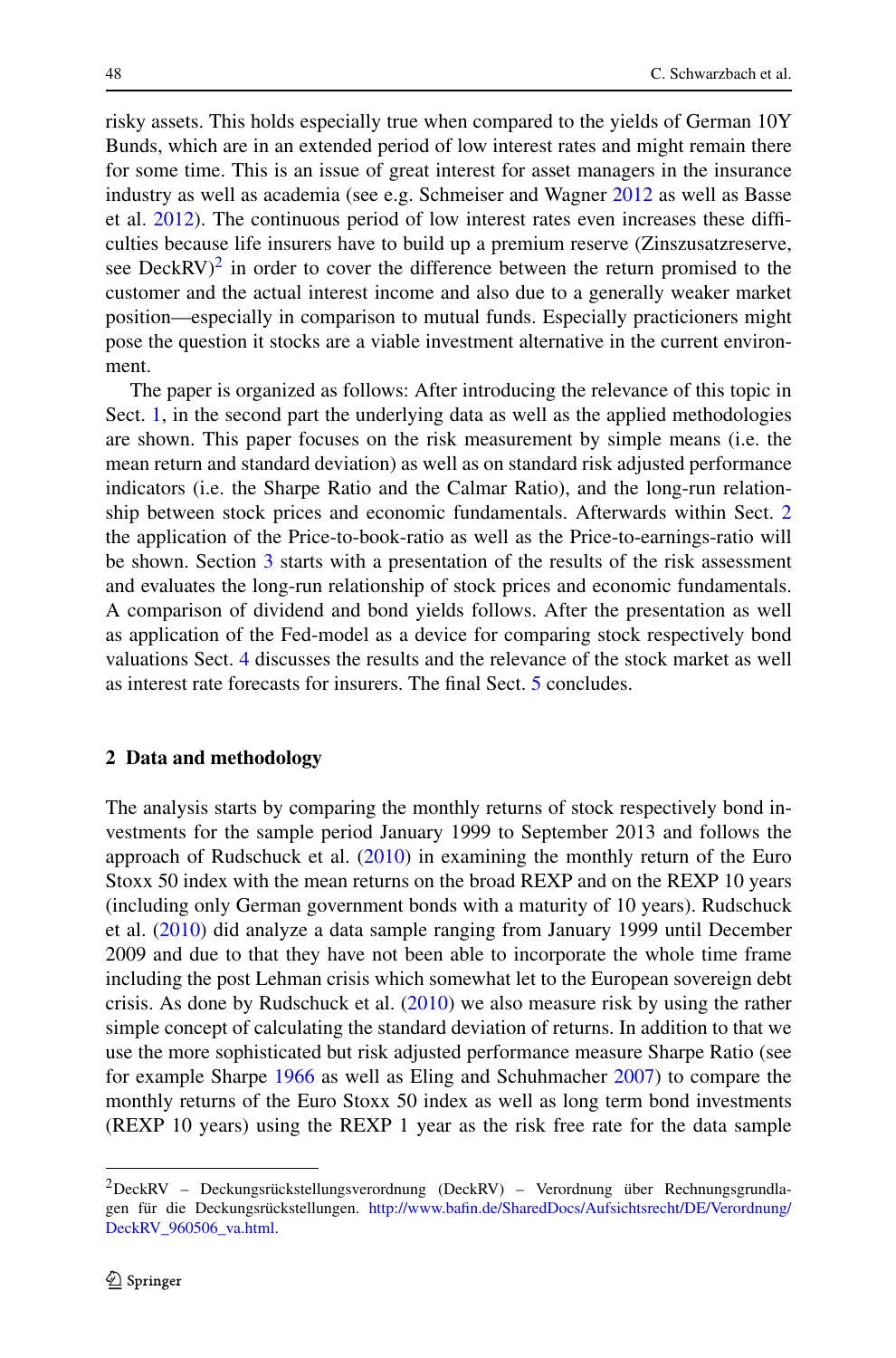risky assets. This holds especially true when compared to the yields of German 10Y Bunds, which are in an extended period of low interest rates and might remain there for some time. This is an issue of great interest for asset managers in the insurance industry as well as academia (see e.g. Schmeiser and Wagner 2012 as well as Basse et al. 2012). The continuous period of low interest rates even increases these difficulties because life insurers have to build up a premium reserve (Zinszusatzreserve, see DeckRV)[2] in order to cover the difference between the return promised to the customer and the actual interest income and also due to a generally weaker market position—especially in comparison to mutual funds. Especially practicioners might pose the question it stocks are a viable investment alternative in the current environment.

The paper is organized as follows: After introducing the relevance of this topic in Sect. 1, in the second part the underlying data as well as the applied methodologies are shown. This paper focuses on the risk measurement by simple means (i.e. the mean return and standard deviation) as well as on standard risk adjusted performance indicators (i.e. the Sharpe Ratio and the Calmar Ratio), and the long-run relationship between stock prices and economic fundamentals. Afterwards within Sect. 2 the application of the Price-to-book-ratio as well as the Price-to-earnings-ratio will be shown. Section 3 starts with a presentation of the results of the risk assessment and evaluates the long-run relationship of stock prices and economic fundamentals. A comparison of dividend and bond yields follows. After the presentation as well as application of the Fed-model as a device for comparing stock respectively bond valuations Sect. 4 discusses the results and the relevance of the stock market as well as interest rate forecasts for insurers. The final Sect. 5 concludes.

## 2 Data and methodology

The analysis starts by comparing the monthly returns of stock respectively bond investments for the sample period January 1999 to September 2013 and follows the approach of Rudschuck et al. (2010) in examining the monthly return of the Euro Stoxx 50 index with the mean returns on the broad REXP and on the REXP 10 years (including only German government bonds with a maturity of 10 years). Rudschuck et al. (2010) did analyze a data sample ranging from January 1999 until December 2009 and due to that they have not been able to incorporate the whole time frame including the post Lehman crisis which somewhat let to the European sovereign debt crisis. As done by Rudschuck et al. (2010) we also measure risk by using the rather simple concept of calculating the standard deviation of returns. In addition to that we use the more sophisticated but risk adjusted performance measure Sharpe Ratio (see for example Sharpe 1966 as well as Eling and Schuhmacher 2007) to compare the monthly returns of the Euro Stoxx 50 index as well as long term bond investments (REXP 10 years) using the REXP 1 year as the risk free rate for the data sample

[2]DeckRV – Deckungsrückstellungsverordnung (DeckRV) – Verordnung über Rechnungsgrundlagen für die Deckungsrückstellungen. http://www.bafin.de/SharedDocs/Aufsichtsrecht/DE/Verordnung/DeckRV_960506_va.html.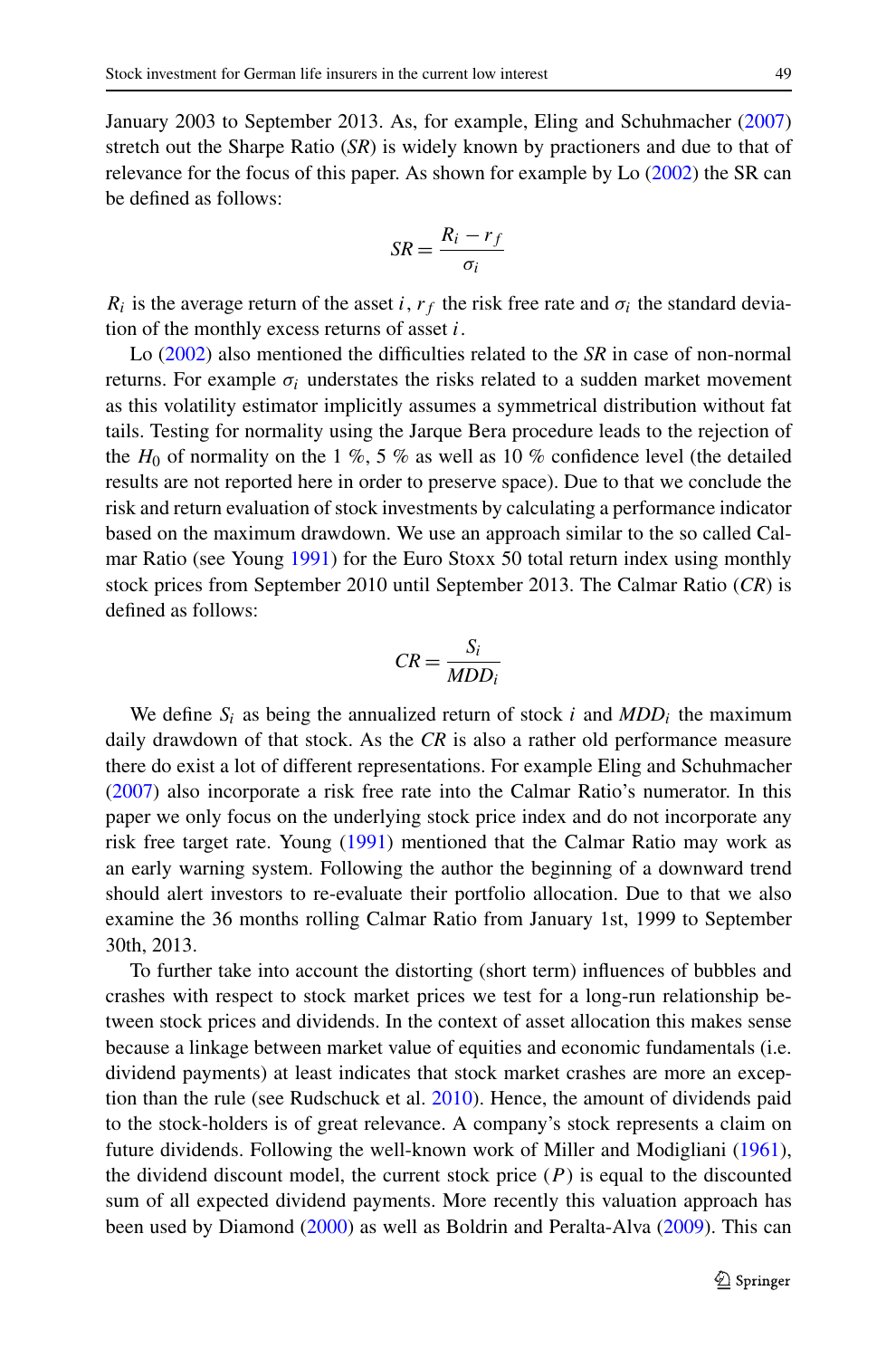January 2003 to September 2013. As, for example, Eling and Schuhmacher (2007) stretch out the Sharpe Ratio (*SR*) is widely known by practioners and due to that of relevance for the focus of this paper. As shown for example by Lo (2002) the SR can be defined as follows:

$$SR = \frac{R_i - r_f}{\sigma_i}$$

$R_i$ is the average return of the asset $i$, $r_f$ the risk free rate and $\sigma_i$ the standard deviation of the monthly excess returns of asset $i$.

Lo (2002) also mentioned the difficulties related to the *SR* in case of non-normal returns. For example $\sigma_i$ understates the risks related to a sudden market movement as this volatility estimator implicitly assumes a symmetrical distribution without fat tails. Testing for normality using the Jarque Bera procedure leads to the rejection of the $H_0$ of normality on the 1 %, 5 % as well as 10 % confidence level (the detailed results are not reported here in order to preserve space). Due to that we conclude the risk and return evaluation of stock investments by calculating a performance indicator based on the maximum drawdown. We use an approach similar to the so called Calmar Ratio (see Young 1991) for the Euro Stoxx 50 total return index using monthly stock prices from September 2010 until September 2013. The Calmar Ratio (*CR*) is defined as follows:

$$CR = \frac{S_i}{MDD_i}$$

We define $S_i$ as being the annualized return of stock $i$ and $MDD_i$ the maximum daily drawdown of that stock. As the *CR* is also a rather old performance measure there do exist a lot of different representations. For example Eling and Schuhmacher (2007) also incorporate a risk free rate into the Calmar Ratio's numerator. In this paper we only focus on the underlying stock price index and do not incorporate any risk free target rate. Young (1991) mentioned that the Calmar Ratio may work as an early warning system. Following the author the beginning of a downward trend should alert investors to re-evaluate their portfolio allocation. Due to that we also examine the 36 months rolling Calmar Ratio from January 1st, 1999 to September 30th, 2013.

To further take into account the distorting (short term) influences of bubbles and crashes with respect to stock market prices we test for a long-run relationship between stock prices and dividends. In the context of asset allocation this makes sense because a linkage between market value of equities and economic fundamentals (i.e. dividend payments) at least indicates that stock market crashes are more an exception than the rule (see Rudschuck et al. 2010). Hence, the amount of dividends paid to the stock-holders is of great relevance. A company's stock represents a claim on future dividends. Following the well-known work of Miller and Modigliani (1961), the dividend discount model, the current stock price ($P$) is equal to the discounted sum of all expected dividend payments. More recently this valuation approach has been used by Diamond (2000) as well as Boldrin and Peralta-Alva (2009). This can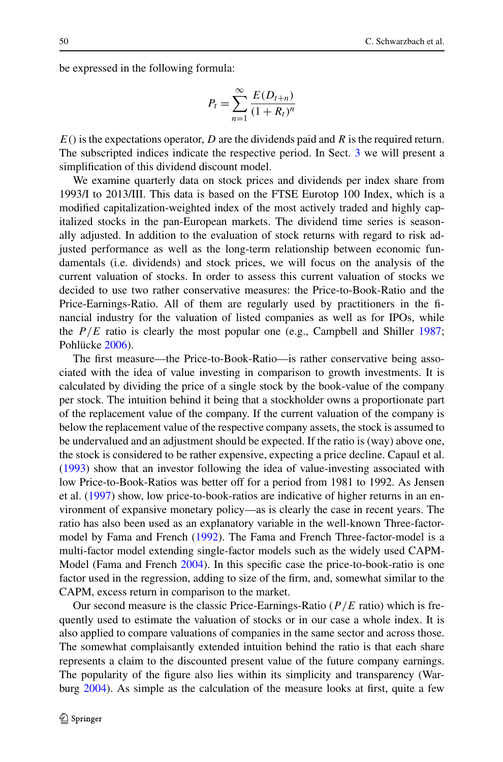be expressed in the following formula:

$$P_t = \sum_{n=1}^{\infty} \frac{E(D_{t+n})}{(1+R_t)^n}$$

$E()$ is the expectations operator, $D$ are the dividends paid and $R$ is the required return. The subscripted indices indicate the respective period. In Sect. 3 we will present a simplification of this dividend discount model.

We examine quarterly data on stock prices and dividends per index share from 1993/I to 2013/III. This data is based on the FTSE Eurotop 100 Index, which is a modified capitalization-weighted index of the most actively traded and highly capitalized stocks in the pan-European markets. The dividend time series is seasonally adjusted. In addition to the evaluation of stock returns with regard to risk adjusted performance as well as the long-term relationship between economic fundamentals (i.e. dividends) and stock prices, we will focus on the analysis of the current valuation of stocks. In order to assess this current valuation of stocks we decided to use two rather conservative measures: the Price-to-Book-Ratio and the Price-Earnings-Ratio. All of them are regularly used by practitioners in the financial industry for the valuation of listed companies as well as for IPOs, while the $P/E$ ratio is clearly the most popular one (e.g., Campbell and Shiller 1987; Pohlücke 2006).

The first measure—the Price-to-Book-Ratio—is rather conservative being associated with the idea of value investing in comparison to growth investments. It is calculated by dividing the price of a single stock by the book-value of the company per stock. The intuition behind it being that a stockholder owns a proportionate part of the replacement value of the company. If the current valuation of the company is below the replacement value of the respective company assets, the stock is assumed to be undervalued and an adjustment should be expected. If the ratio is (way) above one, the stock is considered to be rather expensive, expecting a price decline. Capaul et al. (1993) show that an investor following the idea of value-investing associated with low Price-to-Book-Ratios was better off for a period from 1981 to 1992. As Jensen et al. (1997) show, low price-to-book-ratios are indicative of higher returns in an environment of expansive monetary policy—as is clearly the case in recent years. The ratio has also been used as an explanatory variable in the well-known Three-factor-model by Fama and French (1992). The Fama and French Three-factor-model is a multi-factor model extending single-factor models such as the widely used CAPM-Model (Fama and French 2004). In this specific case the price-to-book-ratio is one factor used in the regression, adding to size of the firm, and, somewhat similar to the CAPM, excess return in comparison to the market.

Our second measure is the classic Price-Earnings-Ratio ($P/E$ ratio) which is frequently used to estimate the valuation of stocks or in our case a whole index. It is also applied to compare valuations of companies in the same sector and across those. The somewhat complaisantly extended intuition behind the ratio is that each share represents a claim to the discounted present value of the future company earnings. The popularity of the figure also lies within its simplicity and transparency (Warburg 2004). As simple as the calculation of the measure looks at first, quite a few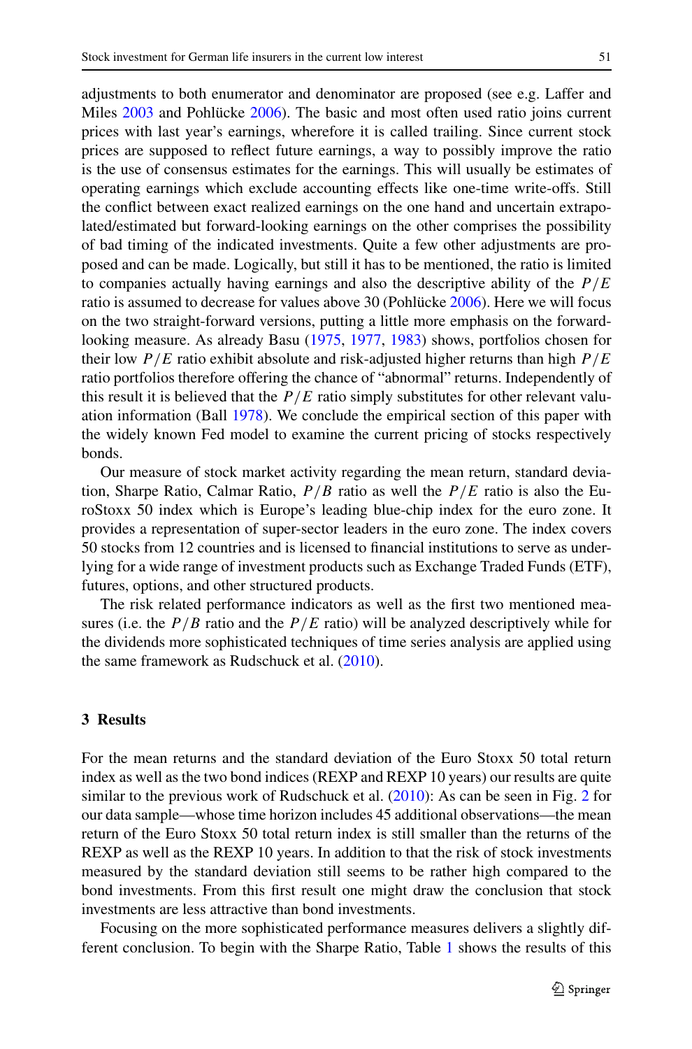adjustments to both enumerator and denominator are proposed (see e.g. Laffer and Miles 2003 and Pohlücke 2006). The basic and most often used ratio joins current prices with last year's earnings, wherefore it is called trailing. Since current stock prices are supposed to reflect future earnings, a way to possibly improve the ratio is the use of consensus estimates for the earnings. This will usually be estimates of operating earnings which exclude accounting effects like one-time write-offs. Still the conflict between exact realized earnings on the one hand and uncertain extrapolated/estimated but forward-looking earnings on the other comprises the possibility of bad timing of the indicated investments. Quite a few other adjustments are proposed and can be made. Logically, but still it has to be mentioned, the ratio is limited to companies actually having earnings and also the descriptive ability of the $P/E$ ratio is assumed to decrease for values above 30 (Pohlücke 2006). Here we will focus on the two straight-forward versions, putting a little more emphasis on the forward-looking measure. As already Basu (1975, 1977, 1983) shows, portfolios chosen for their low $P/E$ ratio exhibit absolute and risk-adjusted higher returns than high $P/E$ ratio portfolios therefore offering the chance of "abnormal" returns. Independently of this result it is believed that the $P/E$ ratio simply substitutes for other relevant valuation information (Ball 1978). We conclude the empirical section of this paper with the widely known Fed model to examine the current pricing of stocks respectively bonds.

Our measure of stock market activity regarding the mean return, standard deviation, Sharpe Ratio, Calmar Ratio, $P/B$ ratio as well the $P/E$ ratio is also the EuroStoxx 50 index which is Europe's leading blue-chip index for the euro zone. It provides a representation of super-sector leaders in the euro zone. The index covers 50 stocks from 12 countries and is licensed to financial institutions to serve as underlying for a wide range of investment products such as Exchange Traded Funds (ETF), futures, options, and other structured products.

The risk related performance indicators as well as the first two mentioned measures (i.e. the $P/B$ ratio and the $P/E$ ratio) will be analyzed descriptively while for the dividends more sophisticated techniques of time series analysis are applied using the same framework as Rudschuck et al. (2010).

## 3 Results

For the mean returns and the standard deviation of the Euro Stoxx 50 total return index as well as the two bond indices (REXP and REXP 10 years) our results are quite similar to the previous work of Rudschuck et al. (2010): As can be seen in Fig. 2 for our data sample—whose time horizon includes 45 additional observations—the mean return of the Euro Stoxx 50 total return index is still smaller than the returns of the REXP as well as the REXP 10 years. In addition to that the risk of stock investments measured by the standard deviation still seems to be rather high compared to the bond investments. From this first result one might draw the conclusion that stock investments are less attractive than bond investments.

Focusing on the more sophisticated performance measures delivers a slightly different conclusion. To begin with the Sharpe Ratio, Table 1 shows the results of this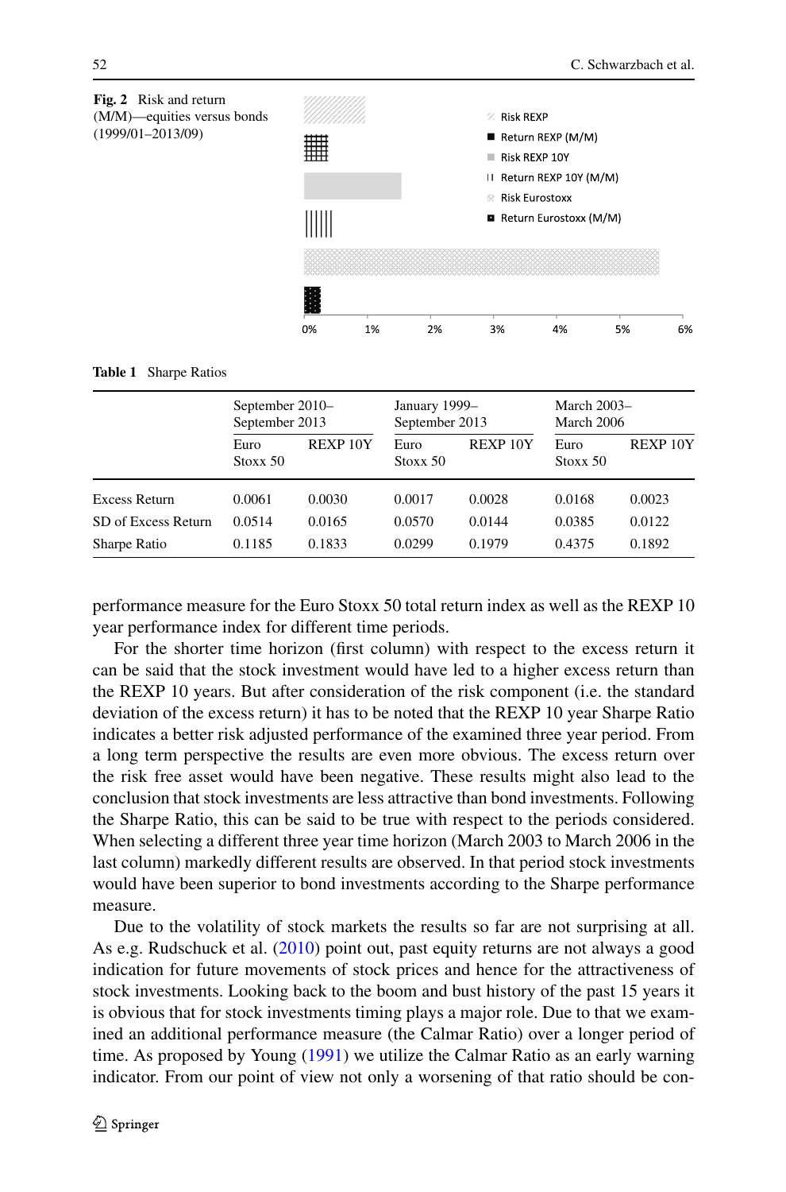**Fig. 2** Risk and return (M/M)—equities versus bonds (1999/01–2013/09)

**Table 1** Sharpe Ratios

| | September 2010–September 2013 | | January 1999–September 2013 | | March 2003–March 2006 | |
|---|---|---|---|---|---|---|
| | Euro Stoxx 50 | REXP 10Y | Euro Stoxx 50 | REXP 10Y | Euro Stoxx 50 | REXP 10Y |
| Excess Return | 0.0061 | 0.0030 | 0.0017 | 0.0028 | 0.0168 | 0.0023 |
| SD of Excess Return | 0.0514 | 0.0165 | 0.0570 | 0.0144 | 0.0385 | 0.0122 |
| Sharpe Ratio | 0.1185 | 0.1833 | 0.0299 | 0.1979 | 0.4375 | 0.1892 |

performance measure for the Euro Stoxx 50 total return index as well as the REXP 10 year performance index for different time periods.

For the shorter time horizon (first column) with respect to the excess return it can be said that the stock investment would have led to a higher excess return than the REXP 10 years. But after consideration of the risk component (i.e. the standard deviation of the excess return) it has to be noted that the REXP 10 year Sharpe Ratio indicates a better risk adjusted performance of the examined three year period. From a long term perspective the results are even more obvious. The excess return over the risk free asset would have been negative. These results might also lead to the conclusion that stock investments are less attractive than bond investments. Following the Sharpe Ratio, this can be said to be true with respect to the periods considered. When selecting a different three year time horizon (March 2003 to March 2006 in the last column) markedly different results are observed. In that period stock investments would have been superior to bond investments according to the Sharpe performance measure.

Due to the volatility of stock markets the results so far are not surprising at all. As e.g. Rudschuck et al. (2010) point out, past equity returns are not always a good indication for future movements of stock prices and hence for the attractiveness of stock investments. Looking back to the boom and bust history of the past 15 years it is obvious that for stock investments timing plays a major role. Due to that we examined an additional performance measure (the Calmar Ratio) over a longer period of time. As proposed by Young (1991) we utilize the Calmar Ratio as an early warning indicator. From our point of view not only a worsening of that ratio should be con-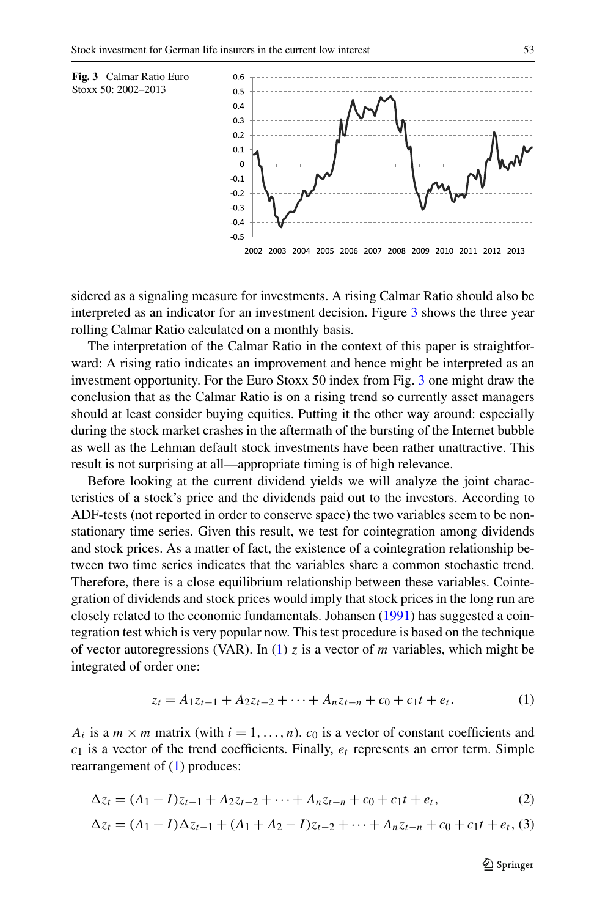Fig. 3 Calmar Ratio Euro Stoxx 50: 2002–2013

sidered as a signaling measure for investments. A rising Calmar Ratio should also be interpreted as an indicator for an investment decision. Figure 3 shows the three year rolling Calmar Ratio calculated on a monthly basis.

The interpretation of the Calmar Ratio in the context of this paper is straightforward: A rising ratio indicates an improvement and hence might be interpreted as an investment opportunity. For the Euro Stoxx 50 index from Fig. 3 one might draw the conclusion that as the Calmar Ratio is on a rising trend so currently asset managers should at least consider buying equities. Putting it the other way around: especially during the stock market crashes in the aftermath of the bursting of the Internet bubble as well as the Lehman default stock investments have been rather unattractive. This result is not surprising at all—appropriate timing is of high relevance.

Before looking at the current dividend yields we will analyze the joint characteristics of a stock's price and the dividends paid out to the investors. According to ADF-tests (not reported in order to conserve space) the two variables seem to be non-stationary time series. Given this result, we test for cointegration among dividends and stock prices. As a matter of fact, the existence of a cointegration relationship between two time series indicates that the variables share a common stochastic trend. Therefore, there is a close equilibrium relationship between these variables. Cointegration of dividends and stock prices would imply that stock prices in the long run are closely related to the economic fundamentals. Johansen (1991) has suggested a cointegration test which is very popular now. This test procedure is based on the technique of vector autoregressions (VAR). In (1) $z$ is a vector of $m$ variables, which might be integrated of order one:

$$z_t = A_1 z_{t-1} + A_2 z_{t-2} + \cdots + A_n z_{t-n} + c_0 + c_1 t + e_t. \tag{1}$$

$A_i$ is a $m \times m$ matrix (with $i = 1, \ldots, n$). $c_0$ is a vector of constant coefficients and $c_1$ is a vector of the trend coefficients. Finally, $e_t$ represents an error term. Simple rearrangement of (1) produces:

$$\Delta z_t = (A_1 - I) z_{t-1} + A_2 z_{t-2} + \cdots + A_n z_{t-n} + c_0 + c_1 t + e_t, \tag{2}$$

$$\Delta z_t = (A_1 - I) \Delta z_{t-1} + (A_1 + A_2 - I) z_{t-2} + \cdots + A_n z_{t-n} + c_0 + c_1 t + e_t, \tag{3}$$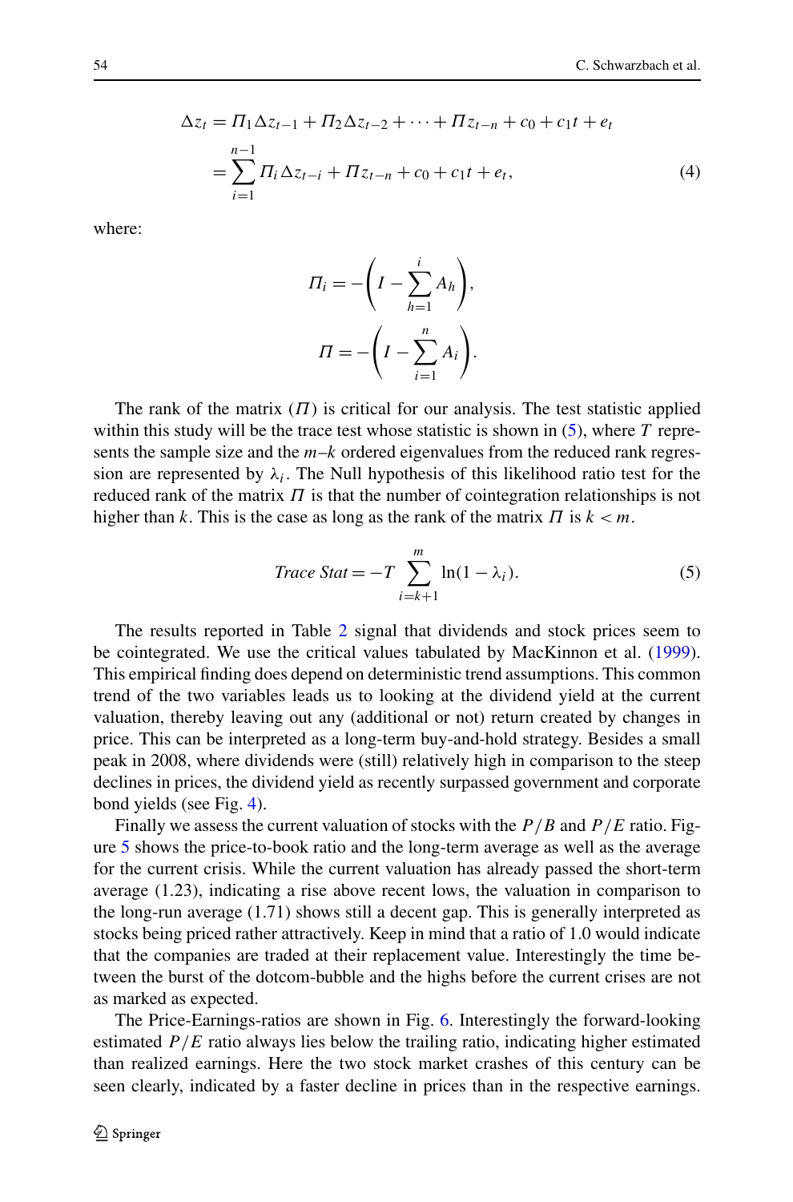$$
\begin{aligned}
\Delta z_t &= \Pi_1 \Delta z_{t-1} + \Pi_2 \Delta z_{t-2} + \cdots + \Pi z_{t-n} + c_0 + c_1 t + e_t \\
&= \sum_{i=1}^{n-1} \Pi_i \Delta z_{t-i} + \Pi z_{t-n} + c_0 + c_1 t + e_t,
\end{aligned} \tag{4}
$$

where:

$$
\Pi_i = -\left( I - \sum_{h=1}^{i} A_h \right),
$$

$$
\Pi = -\left( I - \sum_{i=1}^{n} A_i \right).
$$

The rank of the matrix ($\Pi$) is critical for our analysis. The test statistic applied within this study will be the trace test whose statistic is shown in (5), where $T$ represents the sample size and the $m$–$k$ ordered eigenvalues from the reduced rank regression are represented by $\lambda_i$. The Null hypothesis of this likelihood ratio test for the reduced rank of the matrix $\Pi$ is that the number of cointegration relationships is not higher than $k$. This is the case as long as the rank of the matrix $\Pi$ is $k < m$.

$$
Trace\ Stat = -T \sum_{i=k+1}^{m} \ln(1 - \lambda_i). \tag{5}
$$

The results reported in Table 2 signal that dividends and stock prices seem to be cointegrated. We use the critical values tabulated by MacKinnon et al. (1999). This empirical finding does depend on deterministic trend assumptions. This common trend of the two variables leads us to looking at the dividend yield at the current valuation, thereby leaving out any (additional or not) return created by changes in price. This can be interpreted as a long-term buy-and-hold strategy. Besides a small peak in 2008, where dividends were (still) relatively high in comparison to the steep declines in prices, the dividend yield as recently surpassed government and corporate bond yields (see Fig. 4).

Finally we assess the current valuation of stocks with the $P/B$ and $P/E$ ratio. Figure 5 shows the price-to-book ratio and the long-term average as well as the average for the current crisis. While the current valuation has already passed the short-term average (1.23), indicating a rise above recent lows, the valuation in comparison to the long-run average (1.71) shows still a decent gap. This is generally interpreted as stocks being priced rather attractively. Keep in mind that a ratio of 1.0 would indicate that the companies are traded at their replacement value. Interestingly the time between the burst of the dotcom-bubble and the highs before the current crises are not as marked as expected.

The Price-Earnings-ratios are shown in Fig. 6. Interestingly the forward-looking estimated $P/E$ ratio always lies below the trailing ratio, indicating higher estimated than realized earnings. Here the two stock market crashes of this century can be seen clearly, indicated by a faster decline in prices than in the respective earnings.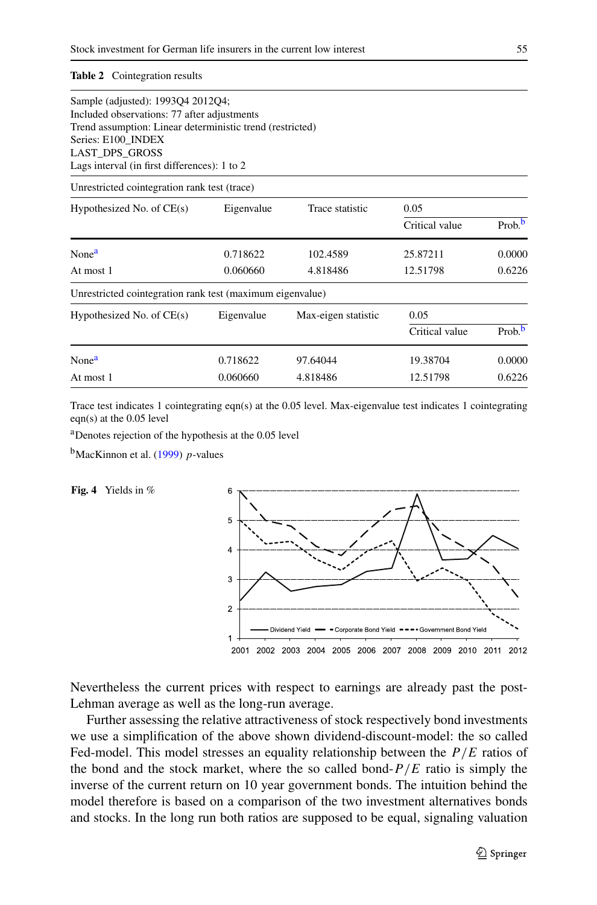**Table 2** Cointegration results

Sample (adjusted): 1993Q4 2012Q4;
Included observations: 77 after adjustments
Trend assumption: Linear deterministic trend (restricted)
Series: E100_INDEX
LAST_DPS_GROSS
Lags interval (in first differences): 1 to 2

Unrestricted cointegration rank test (trace)

| Hypothesized No. of CE(s) | Eigenvalue | Trace statistic | 0.05 Critical value | Prob.[b] |
|---|---|---|---|---|
| None[a] | 0.718622 | 102.4589 | 25.87211 | 0.0000 |
| At most 1 | 0.060660 | 4.818486 | 12.51798 | 0.6226 |

Unrestricted cointegration rank test (maximum eigenvalue)

| Hypothesized No. of CE(s) | Eigenvalue | Max-eigen statistic | 0.05 Critical value | Prob.[b] |
|---|---|---|---|---|
| None[a] | 0.718622 | 97.64044 | 19.38704 | 0.0000 |
| At most 1 | 0.060660 | 4.818486 | 12.51798 | 0.6226 |

Trace test indicates 1 cointegrating eqn(s) at the 0.05 level. Max-eigenvalue test indicates 1 cointegrating eqn(s) at the 0.05 level

[a]Denotes rejection of the hypothesis at the 0.05 level

[b]MacKinnon et al. (1999) $p$-values

**Fig. 4** Yields in %

Nevertheless the current prices with respect to earnings are already past the post-Lehman average as well as the long-run average.

Further assessing the relative attractiveness of stock respectively bond investments we use a simplification of the above shown dividend-discount-model: the so called Fed-model. This model stresses an equality relationship between the $P/E$ ratios of the bond and the stock market, where the so called bond-$P/E$ ratio is simply the inverse of the current return on 10 year government bonds. The intuition behind the model therefore is based on a comparison of the two investment alternatives bonds and stocks. In the long run both ratios are supposed to be equal, signaling valuation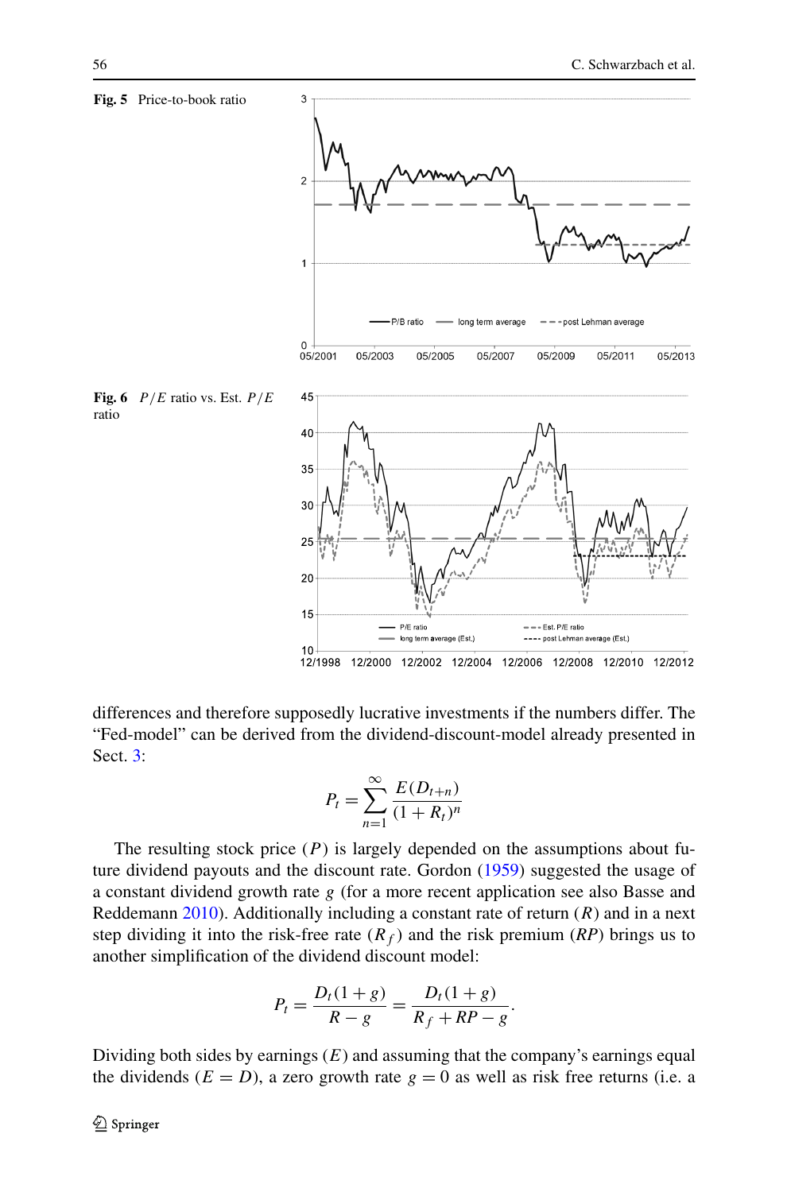**Fig. 5** Price-to-book ratio

**Fig. 6** $P/E$ ratio vs. Est. $P/E$ ratio

differences and therefore supposedly lucrative investments if the numbers differ. The "Fed-model" can be derived from the dividend-discount-model already presented in Sect. 3:

$$P_t = \sum_{n=1}^{\infty} \frac{E(D_{t+n})}{(1+R_t)^n}$$

The resulting stock price ($P$) is largely depended on the assumptions about future dividend payouts and the discount rate. Gordon (1959) suggested the usage of a constant dividend growth rate $g$ (for a more recent application see also Basse and Reddemann 2010). Additionally including a constant rate of return ($R$) and in a next step dividing it into the risk-free rate ($R_f$) and the risk premium ($RP$) brings us to another simplification of the dividend discount model:

$$P_t = \frac{D_t(1+g)}{R-g} = \frac{D_t(1+g)}{R_f + RP - g}.$$

Dividing both sides by earnings ($E$) and assuming that the company's earnings equal the dividends ($E = D$), a zero growth rate $g = 0$ as well as risk free returns (i.e. a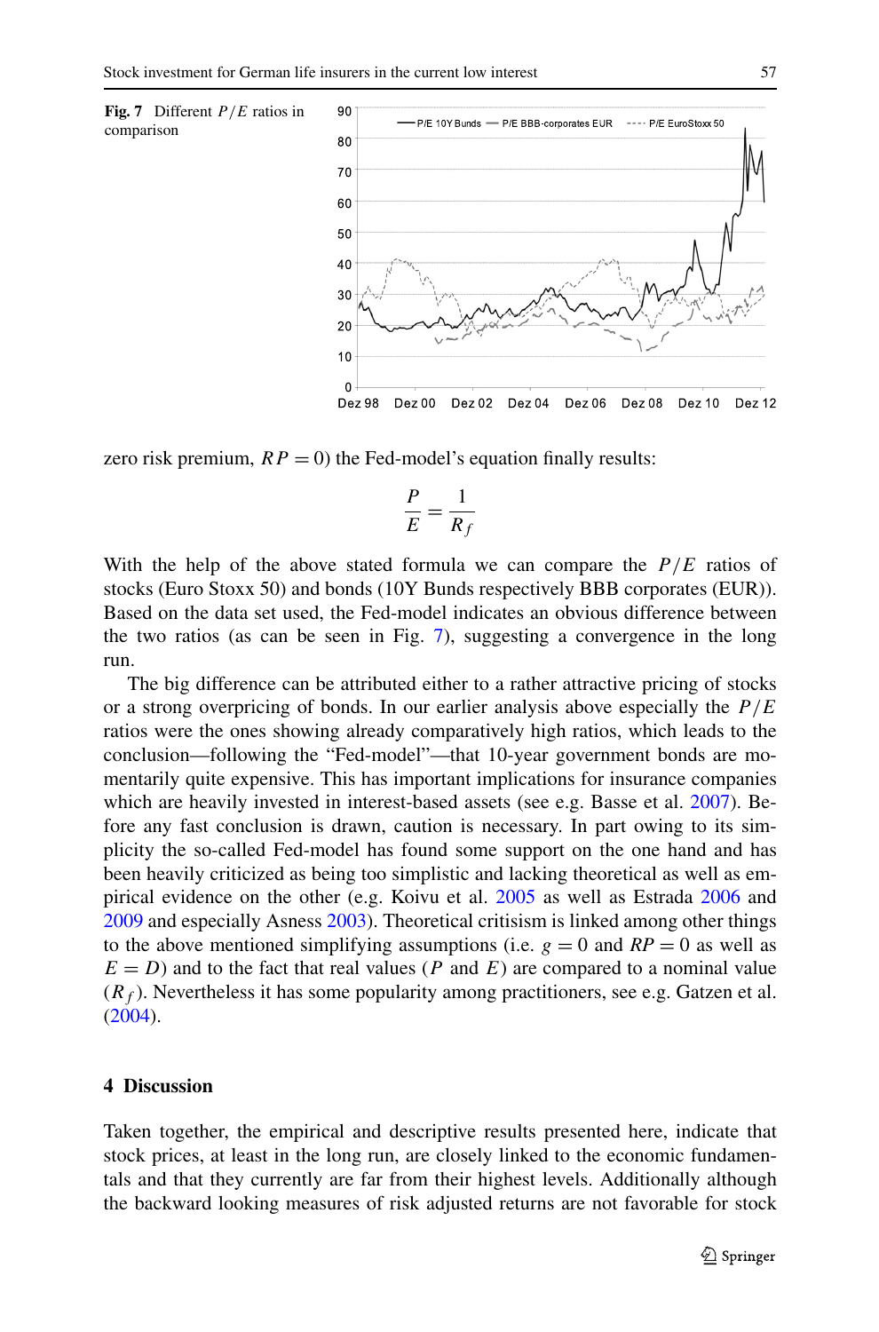**Fig. 7** Different $P/E$ ratios in comparison

zero risk premium, $RP = 0$) the Fed-model's equation finally results:

$$\frac{P}{E} = \frac{1}{R_f}$$

With the help of the above stated formula we can compare the $P/E$ ratios of stocks (Euro Stoxx 50) and bonds (10Y Bunds respectively BBB corporates (EUR)). Based on the data set used, the Fed-model indicates an obvious difference between the two ratios (as can be seen in Fig. 7), suggesting a convergence in the long run.

The big difference can be attributed either to a rather attractive pricing of stocks or a strong overpricing of bonds. In our earlier analysis above especially the $P/E$ ratios were the ones showing already comparatively high ratios, which leads to the conclusion—following the "Fed-model"—that 10-year government bonds are momentarily quite expensive. This has important implications for insurance companies which are heavily invested in interest-based assets (see e.g. Basse et al. 2007). Before any fast conclusion is drawn, caution is necessary. In part owing to its simplicity the so-called Fed-model has found some support on the one hand and has been heavily criticized as being too simplistic and lacking theoretical as well as empirical evidence on the other (e.g. Koivu et al. 2005 as well as Estrada 2006 and 2009 and especially Asness 2003). Theoretical critisism is linked among other things to the above mentioned simplifying assumptions (i.e. $g = 0$ and $RP = 0$ as well as $E = D$) and to the fact that real values ($P$ and $E$) are compared to a nominal value ($R_f$). Nevertheless it has some popularity among practitioners, see e.g. Gatzen et al. (2004).

## 4 Discussion

Taken together, the empirical and descriptive results presented here, indicate that stock prices, at least in the long run, are closely linked to the economic fundamentals and that they currently are far from their highest levels. Additionally although the backward looking measures of risk adjusted returns are not favorable for stock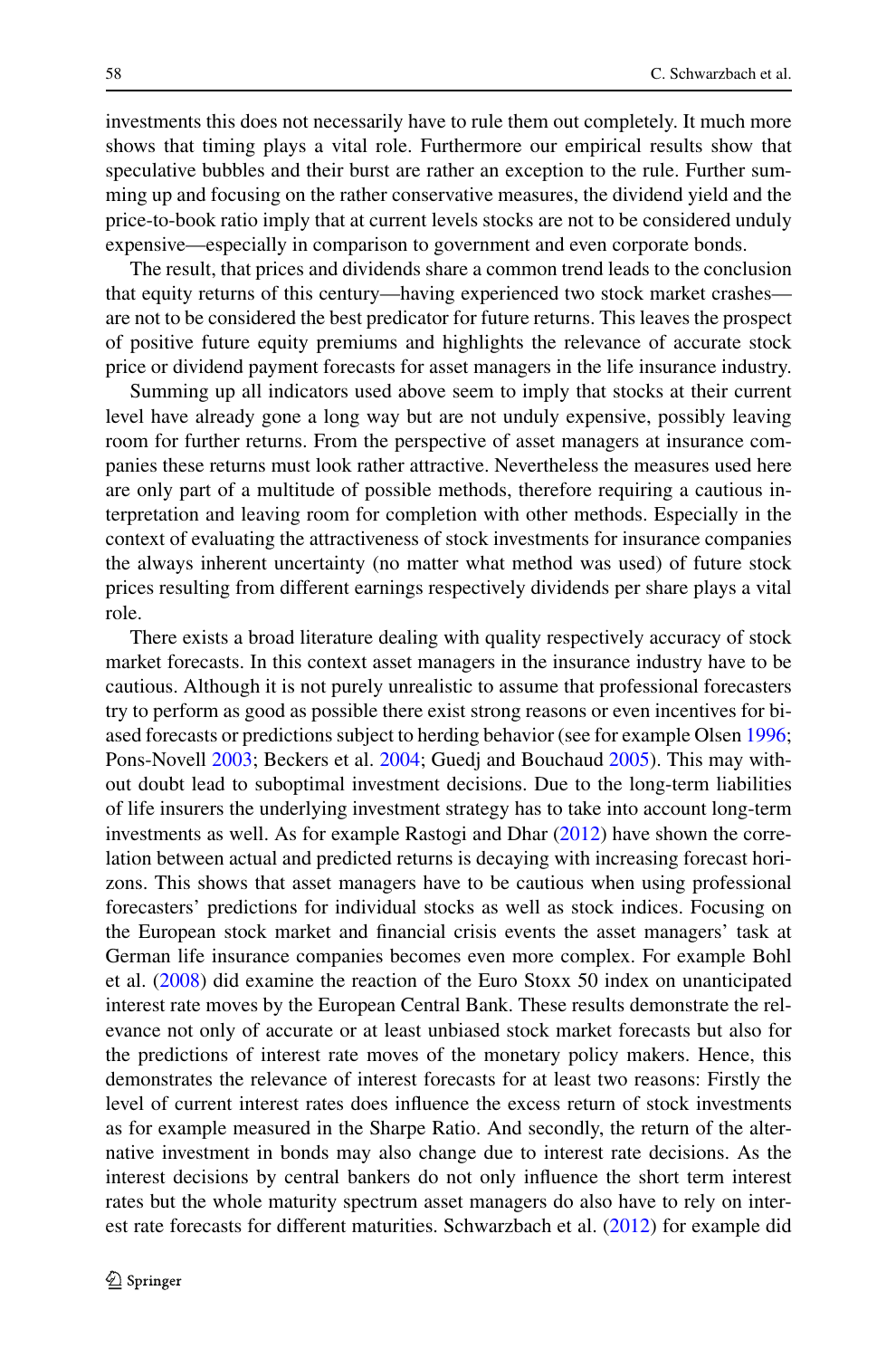investments this does not necessarily have to rule them out completely. It much more shows that timing plays a vital role. Furthermore our empirical results show that speculative bubbles and their burst are rather an exception to the rule. Further summing up and focusing on the rather conservative measures, the dividend yield and the price-to-book ratio imply that at current levels stocks are not to be considered unduly expensive—especially in comparison to government and even corporate bonds.

The result, that prices and dividends share a common trend leads to the conclusion that equity returns of this century—having experienced two stock market crashes—are not to be considered the best predicator for future returns. This leaves the prospect of positive future equity premiums and highlights the relevance of accurate stock price or dividend payment forecasts for asset managers in the life insurance industry.

Summing up all indicators used above seem to imply that stocks at their current level have already gone a long way but are not unduly expensive, possibly leaving room for further returns. From the perspective of asset managers at insurance companies these returns must look rather attractive. Nevertheless the measures used here are only part of a multitude of possible methods, therefore requiring a cautious interpretation and leaving room for completion with other methods. Especially in the context of evaluating the attractiveness of stock investments for insurance companies the always inherent uncertainty (no matter what method was used) of future stock prices resulting from different earnings respectively dividends per share plays a vital role.

There exists a broad literature dealing with quality respectively accuracy of stock market forecasts. In this context asset managers in the insurance industry have to be cautious. Although it is not purely unrealistic to assume that professional forecasters try to perform as good as possible there exist strong reasons or even incentives for biased forecasts or predictions subject to herding behavior (see for example Olsen 1996; Pons-Novell 2003; Beckers et al. 2004; Guedj and Bouchaud 2005). This may without doubt lead to suboptimal investment decisions. Due to the long-term liabilities of life insurers the underlying investment strategy has to take into account long-term investments as well. As for example Rastogi and Dhar (2012) have shown the correlation between actual and predicted returns is decaying with increasing forecast horizons. This shows that asset managers have to be cautious when using professional forecasters' predictions for individual stocks as well as stock indices. Focusing on the European stock market and financial crisis events the asset managers' task at German life insurance companies becomes even more complex. For example Bohl et al. (2008) did examine the reaction of the Euro Stoxx 50 index on unanticipated interest rate moves by the European Central Bank. These results demonstrate the relevance not only of accurate or at least unbiased stock market forecasts but also for the predictions of interest rate moves of the monetary policy makers. Hence, this demonstrates the relevance of interest forecasts for at least two reasons: Firstly the level of current interest rates does influence the excess return of stock investments as for example measured in the Sharpe Ratio. And secondly, the return of the alternative investment in bonds may also change due to interest rate decisions. As the interest decisions by central bankers do not only influence the short term interest rates but the whole maturity spectrum asset managers do also have to rely on interest rate forecasts for different maturities. Schwarzbach et al. (2012) for example did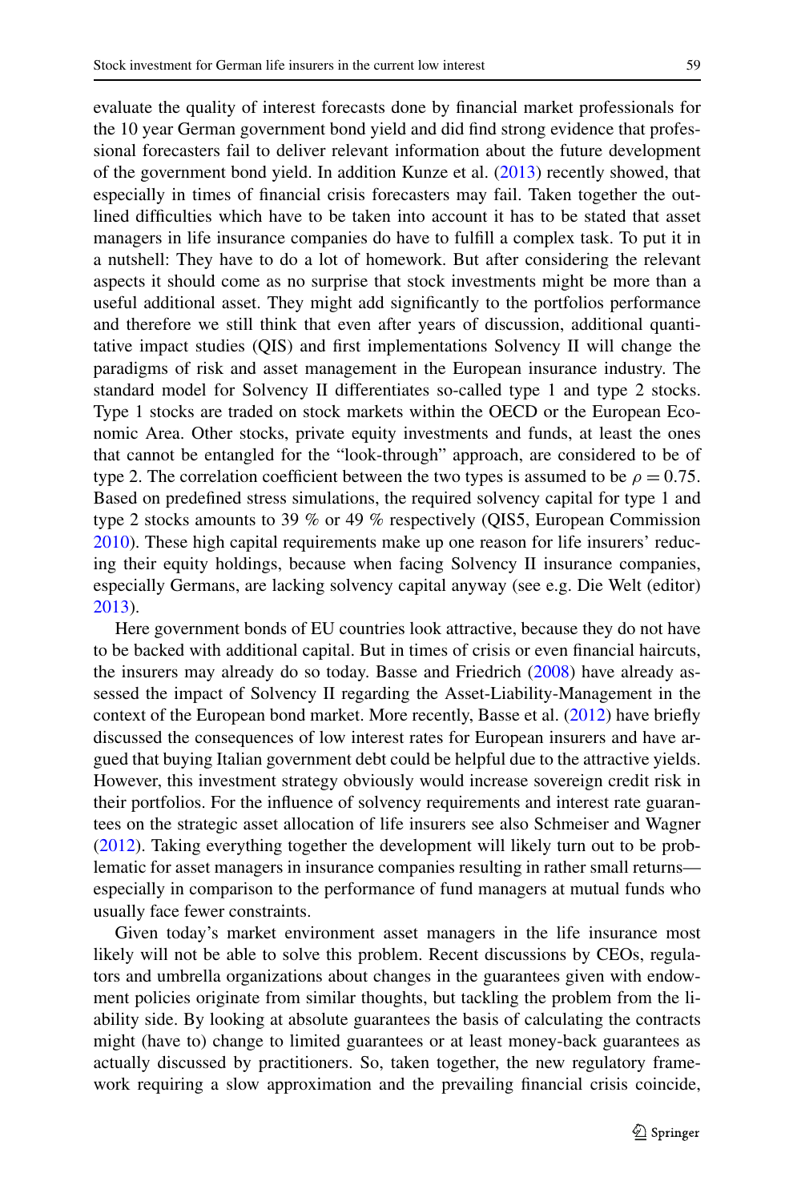evaluate the quality of interest forecasts done by financial market professionals for the 10 year German government bond yield and did find strong evidence that professional forecasters fail to deliver relevant information about the future development of the government bond yield. In addition Kunze et al. (2013) recently showed, that especially in times of financial crisis forecasters may fail. Taken together the outlined difficulties which have to be taken into account it has to be stated that asset managers in life insurance companies do have to fulfill a complex task. To put it in a nutshell: They have to do a lot of homework. But after considering the relevant aspects it should come as no surprise that stock investments might be more than a useful additional asset. They might add significantly to the portfolios performance and therefore we still think that even after years of discussion, additional quantitative impact studies (QIS) and first implementations Solvency II will change the paradigms of risk and asset management in the European insurance industry. The standard model for Solvency II differentiates so-called type 1 and type 2 stocks. Type 1 stocks are traded on stock markets within the OECD or the European Economic Area. Other stocks, private equity investments and funds, at least the ones that cannot be entangled for the "look-through" approach, are considered to be of type 2. The correlation coefficient between the two types is assumed to be $\rho = 0.75$. Based on predefined stress simulations, the required solvency capital for type 1 and type 2 stocks amounts to 39 % or 49 % respectively (QIS5, European Commission 2010). These high capital requirements make up one reason for life insurers' reducing their equity holdings, because when facing Solvency II insurance companies, especially Germans, are lacking solvency capital anyway (see e.g. Die Welt (editor) 2013).

Here government bonds of EU countries look attractive, because they do not have to be backed with additional capital. But in times of crisis or even financial haircuts, the insurers may already do so today. Basse and Friedrich (2008) have already assessed the impact of Solvency II regarding the Asset-Liability-Management in the context of the European bond market. More recently, Basse et al. (2012) have briefly discussed the consequences of low interest rates for European insurers and have argued that buying Italian government debt could be helpful due to the attractive yields. However, this investment strategy obviously would increase sovereign credit risk in their portfolios. For the influence of solvency requirements and interest rate guarantees on the strategic asset allocation of life insurers see also Schmeiser and Wagner (2012). Taking everything together the development will likely turn out to be problematic for asset managers in insurance companies resulting in rather small returns—especially in comparison to the performance of fund managers at mutual funds who usually face fewer constraints.

Given today's market environment asset managers in the life insurance most likely will not be able to solve this problem. Recent discussions by CEOs, regulators and umbrella organizations about changes in the guarantees given with endowment policies originate from similar thoughts, but tackling the problem from the liability side. By looking at absolute guarantees the basis of calculating the contracts might (have to) change to limited guarantees or at least money-back guarantees as actually discussed by practitioners. So, taken together, the new regulatory framework requiring a slow approximation and the prevailing financial crisis coincide,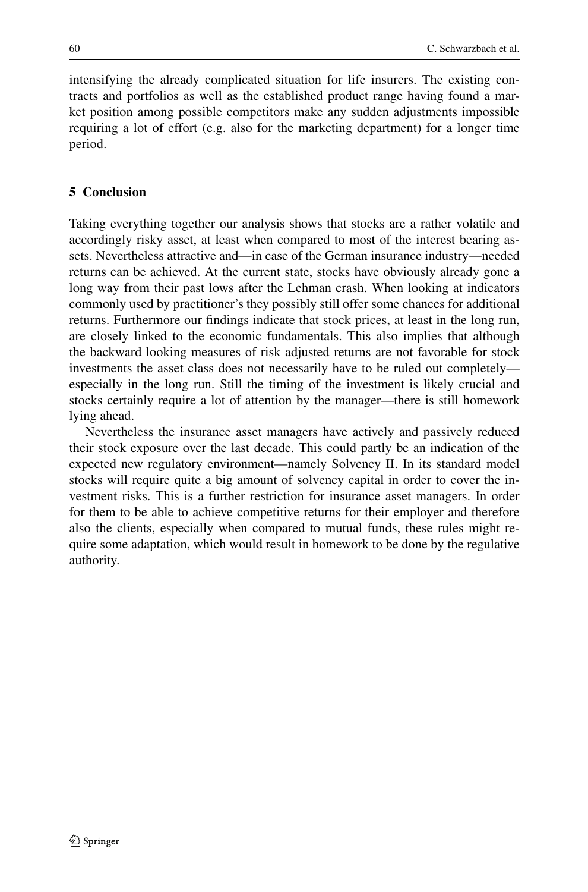intensifying the already complicated situation for life insurers. The existing contracts and portfolios as well as the established product range having found a market position among possible competitors make any sudden adjustments impossible requiring a lot of effort (e.g. also for the marketing department) for a longer time period.

## 5 Conclusion

Taking everything together our analysis shows that stocks are a rather volatile and accordingly risky asset, at least when compared to most of the interest bearing assets. Nevertheless attractive and—in case of the German insurance industry—needed returns can be achieved. At the current state, stocks have obviously already gone a long way from their past lows after the Lehman crash. When looking at indicators commonly used by practitioner's they possibly still offer some chances for additional returns. Furthermore our findings indicate that stock prices, at least in the long run, are closely linked to the economic fundamentals. This also implies that although the backward looking measures of risk adjusted returns are not favorable for stock investments the asset class does not necessarily have to be ruled out completely—especially in the long run. Still the timing of the investment is likely crucial and stocks certainly require a lot of attention by the manager—there is still homework lying ahead.

Nevertheless the insurance asset managers have actively and passively reduced their stock exposure over the last decade. This could partly be an indication of the expected new regulatory environment—namely Solvency II. In its standard model stocks will require quite a big amount of solvency capital in order to cover the investment risks. This is a further restriction for insurance asset managers. In order for them to be able to achieve competitive returns for their employer and therefore also the clients, especially when compared to mutual funds, these rules might require some adaptation, which would result in homework to be done by the regulative authority.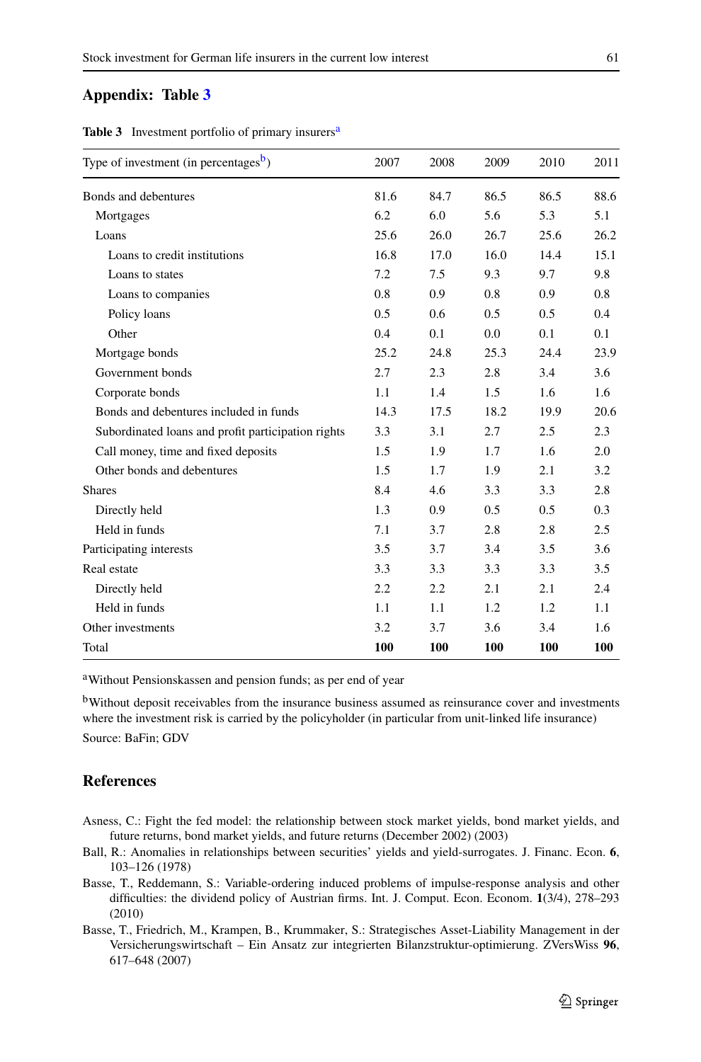## Appendix: Table 3

**Table 3** Investment portfolio of primary insurers[a]

| Type of investment (in percentages[b]) | 2007 | 2008 | 2009 | 2010 | 2011 |
|---|---|---|---|---|---|
| Bonds and debentures | 81.6 | 84.7 | 86.5 | 86.5 | 88.6 |
| Mortgages | 6.2 | 6.0 | 5.6 | 5.3 | 5.1 |
| Loans | 25.6 | 26.0 | 26.7 | 25.6 | 26.2 |
| Loans to credit institutions | 16.8 | 17.0 | 16.0 | 14.4 | 15.1 |
| Loans to states | 7.2 | 7.5 | 9.3 | 9.7 | 9.8 |
| Loans to companies | 0.8 | 0.9 | 0.8 | 0.9 | 0.8 |
| Policy loans | 0.5 | 0.6 | 0.5 | 0.5 | 0.4 |
| Other | 0.4 | 0.1 | 0.0 | 0.1 | 0.1 |
| Mortgage bonds | 25.2 | 24.8 | 25.3 | 24.4 | 23.9 |
| Government bonds | 2.7 | 2.3 | 2.8 | 3.4 | 3.6 |
| Corporate bonds | 1.1 | 1.4 | 1.5 | 1.6 | 1.6 |
| Bonds and debentures included in funds | 14.3 | 17.5 | 18.2 | 19.9 | 20.6 |
| Subordinated loans and profit participation rights | 3.3 | 3.1 | 2.7 | 2.5 | 2.3 |
| Call money, time and fixed deposits | 1.5 | 1.9 | 1.7 | 1.6 | 2.0 |
| Other bonds and debentures | 1.5 | 1.7 | 1.9 | 2.1 | 3.2 |
| Shares | 8.4 | 4.6 | 3.3 | 3.3 | 2.8 |
| Directly held | 1.3 | 0.9 | 0.5 | 0.5 | 0.3 |
| Held in funds | 7.1 | 3.7 | 2.8 | 2.8 | 2.5 |
| Participating interests | 3.5 | 3.7 | 3.4 | 3.5 | 3.6 |
| Real estate | 3.3 | 3.3 | 3.3 | 3.3 | 3.5 |
| Directly held | 2.2 | 2.2 | 2.1 | 2.1 | 2.4 |
| Held in funds | 1.1 | 1.1 | 1.2 | 1.2 | 1.1 |
| Other investments | 3.2 | 3.7 | 3.6 | 3.4 | 1.6 |
| Total | **100** | **100** | **100** | **100** | **100** |

[a] Without Pensionskassen and pension funds; as per end of year

[b] Without deposit receivables from the insurance business assumed as reinsurance cover and investments where the investment risk is carried by the policyholder (in particular from unit-linked life insurance)

Source: BaFin; GDV

## References

Asness, C.: Fight the fed model: the relationship between stock market yields, bond market yields, and future returns, bond market yields, and future returns (December 2002) (2003)

Ball, R.: Anomalies in relationships between securities' yields and yield-surrogates. J. Financ. Econ. **6**, 103–126 (1978)

Basse, T., Reddemann, S.: Variable-ordering induced problems of impulse-response analysis and other difficulties: the dividend policy of Austrian firms. Int. J. Comput. Econ. Econom. **1**(3/4), 278–293 (2010)

Basse, T., Friedrich, M., Krampen, B., Krummaker, S.: Strategisches Asset-Liability Management in der Versicherungswirtschaft – Ein Ansatz zur integrierten Bilanzstruktur-optimierung. ZVersWiss **96**, 617–648 (2007)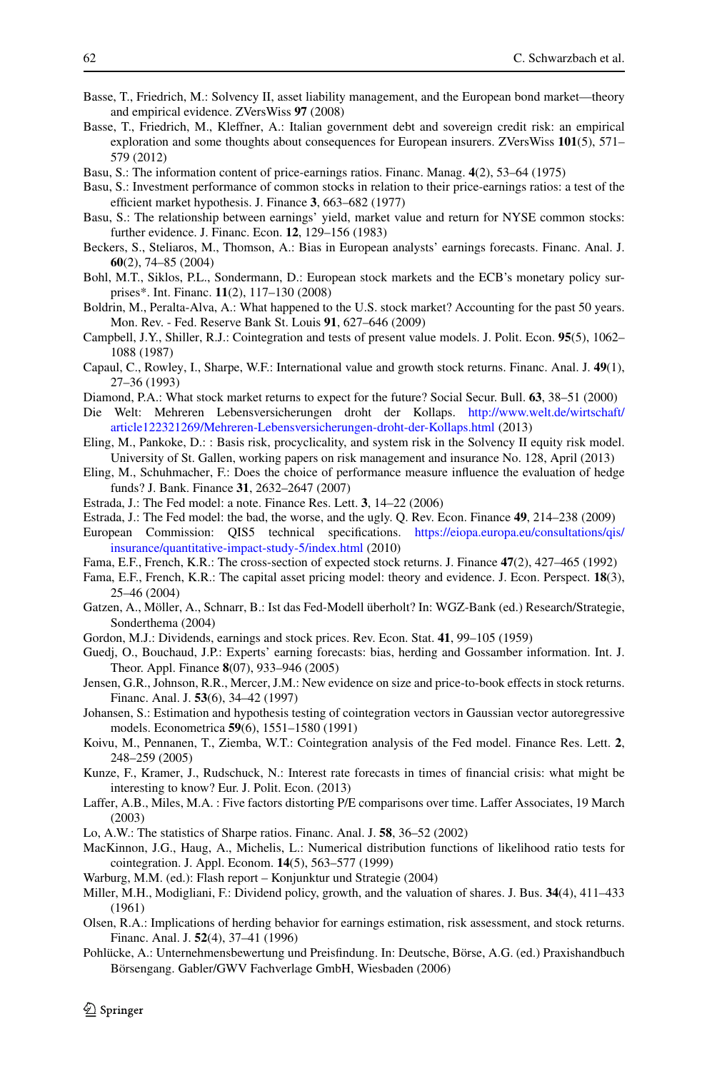Basse, T., Friedrich, M.: Solvency II, asset liability management, and the European bond market—theory and empirical evidence. ZVersWiss **97** (2008)

Basse, T., Friedrich, M., Kleffner, A.: Italian government debt and sovereign credit risk: an empirical exploration and some thoughts about consequences for European insurers. ZVersWiss **101**(5), 571–579 (2012)

Basu, S.: The information content of price-earnings ratios. Financ. Manag. **4**(2), 53–64 (1975)

Basu, S.: Investment performance of common stocks in relation to their price-earnings ratios: a test of the efficient market hypothesis. J. Finance **3**, 663–682 (1977)

Basu, S.: The relationship between earnings' yield, market value and return for NYSE common stocks: further evidence. J. Financ. Econ. **12**, 129–156 (1983)

Beckers, S., Steliaros, M., Thomson, A.: Bias in European analysts' earnings forecasts. Financ. Anal. J. **60**(2), 74–85 (2004)

Bohl, M.T., Siklos, P.L., Sondermann, D.: European stock markets and the ECB's monetary policy surprises*. Int. Financ. **11**(2), 117–130 (2008)

Boldrin, M., Peralta-Alva, A.: What happened to the U.S. stock market? Accounting for the past 50 years. Mon. Rev. - Fed. Reserve Bank St. Louis **91**, 627–646 (2009)

Campbell, J.Y., Shiller, R.J.: Cointegration and tests of present value models. J. Polit. Econ. **95**(5), 1062–1088 (1987)

Capaul, C., Rowley, I., Sharpe, W.F.: International value and growth stock returns. Financ. Anal. J. **49**(1), 27–36 (1993)

Diamond, P.A.: What stock market returns to expect for the future? Social Secur. Bull. **63**, 38–51 (2000)

Die Welt: Mehreren Lebensversicherungen droht der Kollaps. http://www.welt.de/wirtschaft/article122321269/Mehreren-Lebensversicherungen-droht-der-Kollaps.html (2013)

Eling, M., Pankoke, D.: : Basis risk, procyclicality, and system risk in the Solvency II equity risk model. University of St. Gallen, working papers on risk management and insurance No. 128, April (2013)

Eling, M., Schuhmacher, F.: Does the choice of performance measure influence the evaluation of hedge funds? J. Bank. Finance **31**, 2632–2647 (2007)

Estrada, J.: The Fed model: a note. Finance Res. Lett. **3**, 14–22 (2006)

Estrada, J.: The Fed model: the bad, the worse, and the ugly. Q. Rev. Econ. Finance **49**, 214–238 (2009)

European Commission: QIS5 technical specifications. https://eiopa.europa.eu/consultations/qis/insurance/quantitative-impact-study-5/index.html (2010)

Fama, E.F., French, K.R.: The cross-section of expected stock returns. J. Finance **47**(2), 427–465 (1992)

Fama, E.F., French, K.R.: The capital asset pricing model: theory and evidence. J. Econ. Perspect. **18**(3), 25–46 (2004)

Gatzen, A., Möller, A., Schnarr, B.: Ist das Fed-Modell überholt? In: WGZ-Bank (ed.) Research/Strategie, Sonderthema (2004)

Gordon, M.J.: Dividends, earnings and stock prices. Rev. Econ. Stat. **41**, 99–105 (1959)

Guedj, O., Bouchaud, J.P.: Experts' earning forecasts: bias, herding and Gossamber information. Int. J. Theor. Appl. Finance **8**(07), 933–946 (2005)

Jensen, G.R., Johnson, R.R., Mercer, J.M.: New evidence on size and price-to-book effects in stock returns. Financ. Anal. J. **53**(6), 34–42 (1997)

Johansen, S.: Estimation and hypothesis testing of cointegration vectors in Gaussian vector autoregressive models. Econometrica **59**(6), 1551–1580 (1991)

Koivu, M., Pennanen, T., Ziemba, W.T.: Cointegration analysis of the Fed model. Finance Res. Lett. **2**, 248–259 (2005)

Kunze, F., Kramer, J., Rudschuck, N.: Interest rate forecasts in times of financial crisis: what might be interesting to know? Eur. J. Polit. Econ. (2013)

Laffer, A.B., Miles, M.A. : Five factors distorting P/E comparisons over time. Laffer Associates, 19 March (2003)

Lo, A.W.: The statistics of Sharpe ratios. Financ. Anal. J. **58**, 36–52 (2002)

MacKinnon, J.G., Haug, A., Michelis, L.: Numerical distribution functions of likelihood ratio tests for cointegration. J. Appl. Econom. **14**(5), 563–577 (1999)

Warburg, M.M. (ed.): Flash report – Konjunktur und Strategie (2004)

Miller, M.H., Modigliani, F.: Dividend policy, growth, and the valuation of shares. J. Bus. **34**(4), 411–433 (1961)

Olsen, R.A.: Implications of herding behavior for earnings estimation, risk assessment, and stock returns. Financ. Anal. J. **52**(4), 37–41 (1996)

Pohlücke, A.: Unternehmensbewertung und Preisfindung. In: Deutsche, Börse, A.G. (ed.) Praxishandbuch Börsengang. Gabler/GWV Fachverlage GmbH, Wiesbaden (2006)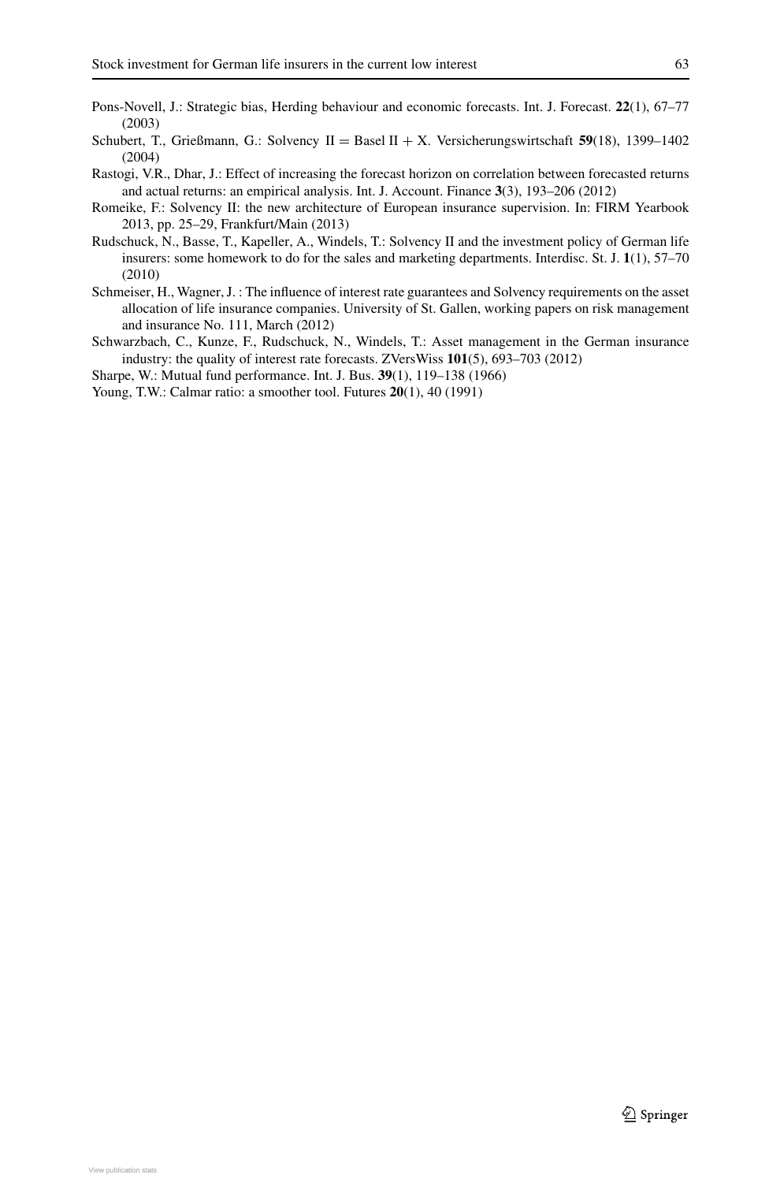Pons-Novell, J.: Strategic bias, Herding behaviour and economic forecasts. Int. J. Forecast. **22**(1), 67–77 (2003)

Schubert, T., Grießmann, G.: Solvency II = Basel II + X. Versicherungswirtschaft **59**(18), 1399–1402 (2004)

Rastogi, V.R., Dhar, J.: Effect of increasing the forecast horizon on correlation between forecasted returns and actual returns: an empirical analysis. Int. J. Account. Finance **3**(3), 193–206 (2012)

Romeike, F.: Solvency II: the new architecture of European insurance supervision. In: FIRM Yearbook 2013, pp. 25–29, Frankfurt/Main (2013)

Rudschuck, N., Basse, T., Kapeller, A., Windels, T.: Solvency II and the investment policy of German life insurers: some homework to do for the sales and marketing departments. Interdisc. St. J. **1**(1), 57–70 (2010)

Schmeiser, H., Wagner, J. : The influence of interest rate guarantees and Solvency requirements on the asset allocation of life insurance companies. University of St. Gallen, working papers on risk management and insurance No. 111, March (2012)

Schwarzbach, C., Kunze, F., Rudschuck, N., Windels, T.: Asset management in the German insurance industry: the quality of interest rate forecasts. ZVersWiss **101**(5), 693–703 (2012)

Sharpe, W.: Mutual fund performance. Int. J. Bus. **39**(1), 119–138 (1966)

Young, T.W.: Calmar ratio: a smoother tool. Futures **20**(1), 40 (1991)